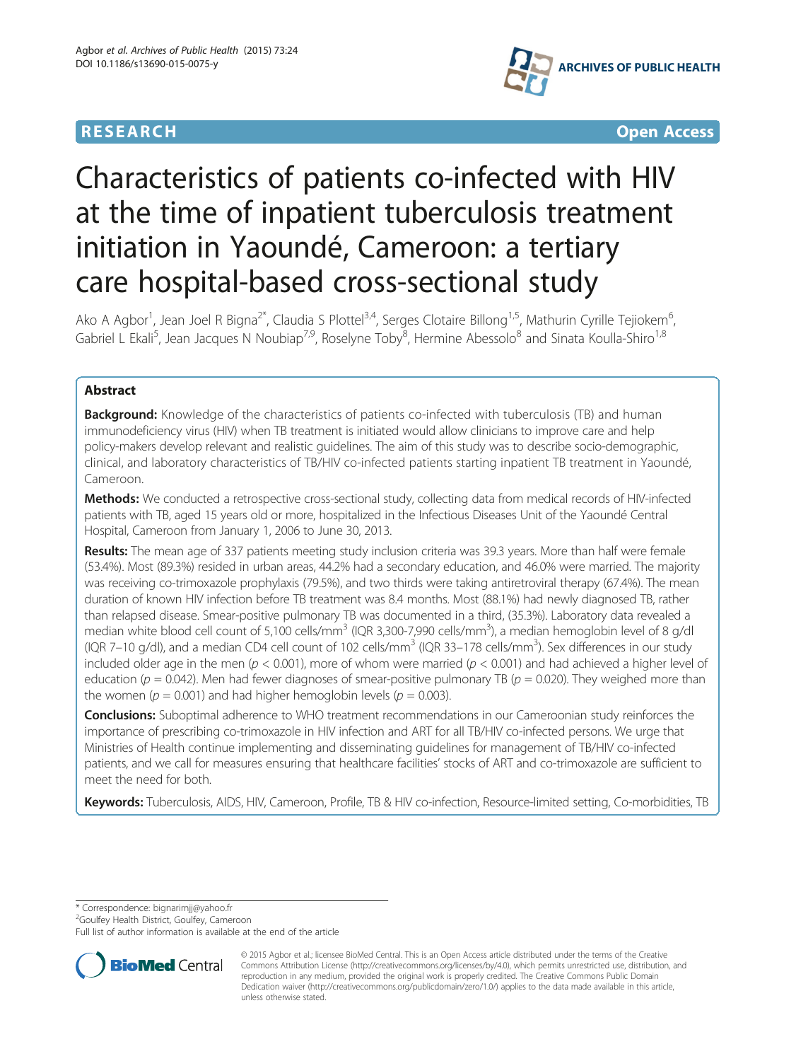RESEARCH Open Access

# Characteristics of patients co-infected with HIV at the time of inpatient tuberculosis treatment initiation in Yaoundé, Cameroon: a tertiary care hospital-based cross-sectional study

Ako A Agbor[1], Jean Joel R Bigna[2*], Claudia S Plottel[3,4], Serges Clotaire Billong[1,5], Mathurin Cyrille Tejiokem[6], Gabriel L Ekali[5], Jean Jacques N Noubiap[7,9], Roselyne Toby[8], Hermine Abessolo[8] and Sinata Koulla-Shiro[1,8]

## Abstract

**Background:** Knowledge of the characteristics of patients co-infected with tuberculosis (TB) and human immunodeficiency virus (HIV) when TB treatment is initiated would allow clinicians to improve care and help policy-makers develop relevant and realistic guidelines. The aim of this study was to describe socio-demographic, clinical, and laboratory characteristics of TB/HIV co-infected patients starting inpatient TB treatment in Yaoundé, Cameroon.

**Methods:** We conducted a retrospective cross-sectional study, collecting data from medical records of HIV-infected patients with TB, aged 15 years old or more, hospitalized in the Infectious Diseases Unit of the Yaoundé Central Hospital, Cameroon from January 1, 2006 to June 30, 2013.

**Results:** The mean age of 337 patients meeting study inclusion criteria was 39.3 years. More than half were female (53.4%). Most (89.3%) resided in urban areas, 44.2% had a secondary education, and 46.0% were married. The majority was receiving co-trimoxazole prophylaxis (79.5%), and two thirds were taking antiretroviral therapy (67.4%). The mean duration of known HIV infection before TB treatment was 8.4 months. Most (88.1%) had newly diagnosed TB, rather than relapsed disease. Smear-positive pulmonary TB was documented in a third, (35.3%). Laboratory data revealed a median white blood cell count of 5,100 cells/mm$^3$ (IQR 3,300-7,990 cells/mm$^3$), a median hemoglobin level of 8 g/dl (IQR 7–10 g/dl), and a median CD4 cell count of 102 cells/mm$^3$ (IQR 33–178 cells/mm$^3$). Sex differences in our study included older age in the men ($p < 0.001$), more of whom were married ($p < 0.001$) and had achieved a higher level of education ($p = 0.042$). Men had fewer diagnoses of smear-positive pulmonary TB ($p = 0.020$). They weighed more than the women ($p = 0.001$) and had higher hemoglobin levels ($p = 0.003$).

**Conclusions:** Suboptimal adherence to WHO treatment recommendations in our Cameroonian study reinforces the importance of prescribing co-trimoxazole in HIV infection and ART for all TB/HIV co-infected persons. We urge that Ministries of Health continue implementing and disseminating guidelines for management of TB/HIV co-infected patients, and we call for measures ensuring that healthcare facilities' stocks of ART and co-trimoxazole are sufficient to meet the need for both.

**Keywords:** Tuberculosis, AIDS, HIV, Cameroon, Profile, TB & HIV co-infection, Resource-limited setting, Co-morbidities, TB

\* Correspondence: bignarimjj@yahoo.fr
[2]Goulfey Health District, Goulfey, Cameroon
Full list of author information is available at the end of the article

© 2015 Agbor et al.; licensee BioMed Central. This is an Open Access article distributed under the terms of the Creative Commons Attribution License (http://creativecommons.org/licenses/by/4.0), which permits unrestricted use, distribution, and reproduction in any medium, provided the original work is properly credited. The Creative Commons Public Domain Dedication waiver (http://creativecommons.org/publicdomain/zero/1.0/) applies to the data made available in this article, unless otherwise stated.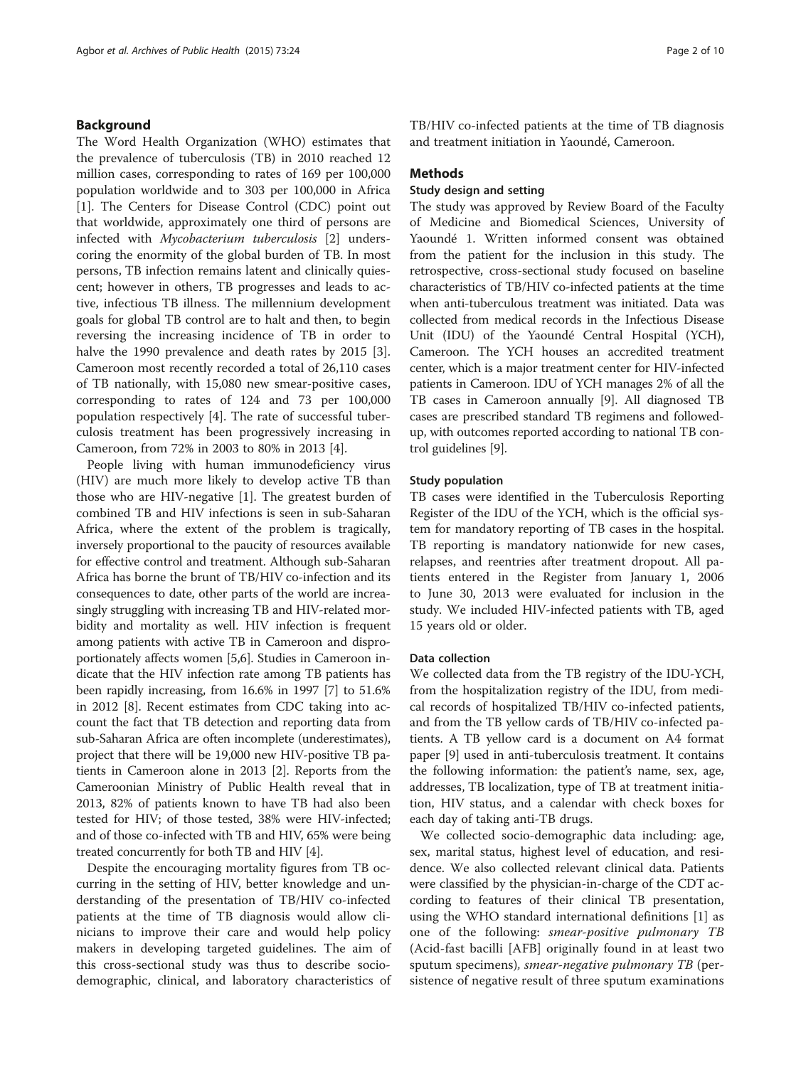## Background

The Word Health Organization (WHO) estimates that the prevalence of tuberculosis (TB) in 2010 reached 12 million cases, corresponding to rates of 169 per 100,000 population worldwide and to 303 per 100,000 in Africa [1]. The Centers for Disease Control (CDC) point out that worldwide, approximately one third of persons are infected with *Mycobacterium tuberculosis* [2] underscoring the enormity of the global burden of TB. In most persons, TB infection remains latent and clinically quiescent; however in others, TB progresses and leads to active, infectious TB illness. The millennium development goals for global TB control are to halt and then, to begin reversing the increasing incidence of TB in order to halve the 1990 prevalence and death rates by 2015 [3]. Cameroon most recently recorded a total of 26,110 cases of TB nationally, with 15,080 new smear-positive cases, corresponding to rates of 124 and 73 per 100,000 population respectively [4]. The rate of successful tuberculosis treatment has been progressively increasing in Cameroon, from 72% in 2003 to 80% in 2013 [4].

People living with human immunodeficiency virus (HIV) are much more likely to develop active TB than those who are HIV-negative [1]. The greatest burden of combined TB and HIV infections is seen in sub-Saharan Africa, where the extent of the problem is tragically, inversely proportional to the paucity of resources available for effective control and treatment. Although sub-Saharan Africa has borne the brunt of TB/HIV co-infection and its consequences to date, other parts of the world are increasingly struggling with increasing TB and HIV-related morbidity and mortality as well. HIV infection is frequent among patients with active TB in Cameroon and disproportionately affects women [5,6]. Studies in Cameroon indicate that the HIV infection rate among TB patients has been rapidly increasing, from 16.6% in 1997 [7] to 51.6% in 2012 [8]. Recent estimates from CDC taking into account the fact that TB detection and reporting data from sub-Saharan Africa are often incomplete (underestimates), project that there will be 19,000 new HIV-positive TB patients in Cameroon alone in 2013 [2]. Reports from the Cameroonian Ministry of Public Health reveal that in 2013, 82% of patients known to have TB had also been tested for HIV; of those tested, 38% were HIV-infected; and of those co-infected with TB and HIV, 65% were being treated concurrently for both TB and HIV [4].

Despite the encouraging mortality figures from TB occurring in the setting of HIV, better knowledge and understanding of the presentation of TB/HIV co-infected patients at the time of TB diagnosis would allow clinicians to improve their care and would help policy makers in developing targeted guidelines. The aim of this cross-sectional study was thus to describe socio-demographic, clinical, and laboratory characteristics of TB/HIV co-infected patients at the time of TB diagnosis and treatment initiation in Yaoundé, Cameroon.

## Methods

### Study design and setting

The study was approved by Review Board of the Faculty of Medicine and Biomedical Sciences, University of Yaoundé 1. Written informed consent was obtained from the patient for the inclusion in this study. The retrospective, cross-sectional study focused on baseline characteristics of TB/HIV co-infected patients at the time when anti-tuberculosis treatment was initiated. Data was collected from medical records in the Infectious Disease Unit (IDU) of the Yaoundé Central Hospital (YCH), Cameroon. The YCH houses an accredited treatment center, which is a major treatment center for HIV-infected patients in Cameroon. IDU of YCH manages 2% of all the TB cases in Cameroon annually [9]. All diagnosed TB cases are prescribed standard TB regimens and followed-up, with outcomes reported according to national TB control guidelines [9].

### Study population

TB cases were identified in the Tuberculosis Reporting Register of the IDU of the YCH, which is the official system for mandatory reporting of TB cases in the hospital. TB reporting is mandatory nationwide for new cases, relapses, and reentries after treatment dropout. All patients entered in the Register from January 1, 2006 to June 30, 2013 were evaluated for inclusion in the study. We included HIV-infected patients with TB, aged 15 years old or older.

### Data collection

We collected data from the TB registry of the IDU-YCH, from the hospitalization registry of the IDU, from medical records of hospitalized TB/HIV co-infected patients, and from the TB yellow cards of TB/HIV co-infected patients. A TB yellow card is a document on A4 format paper [9] used in anti-tuberculosis treatment. It contains the following information: the patient's name, sex, age, addresses, TB localization, type of TB at treatment initiation, HIV status, and a calendar with check boxes for each day of taking anti-TB drugs.

We collected socio-demographic data including: age, sex, marital status, highest level of education, and residence. We also collected relevant clinical data. Patients were classified by the physician-in-charge of the CDT according to features of their clinical TB presentation, using the WHO standard international definitions [1] as one of the following: *smear-positive pulmonary TB* (Acid-fast bacilli [AFB] originally found in at least two sputum specimens), *smear-negative pulmonary TB* (persistence of negative result of three sputum examinations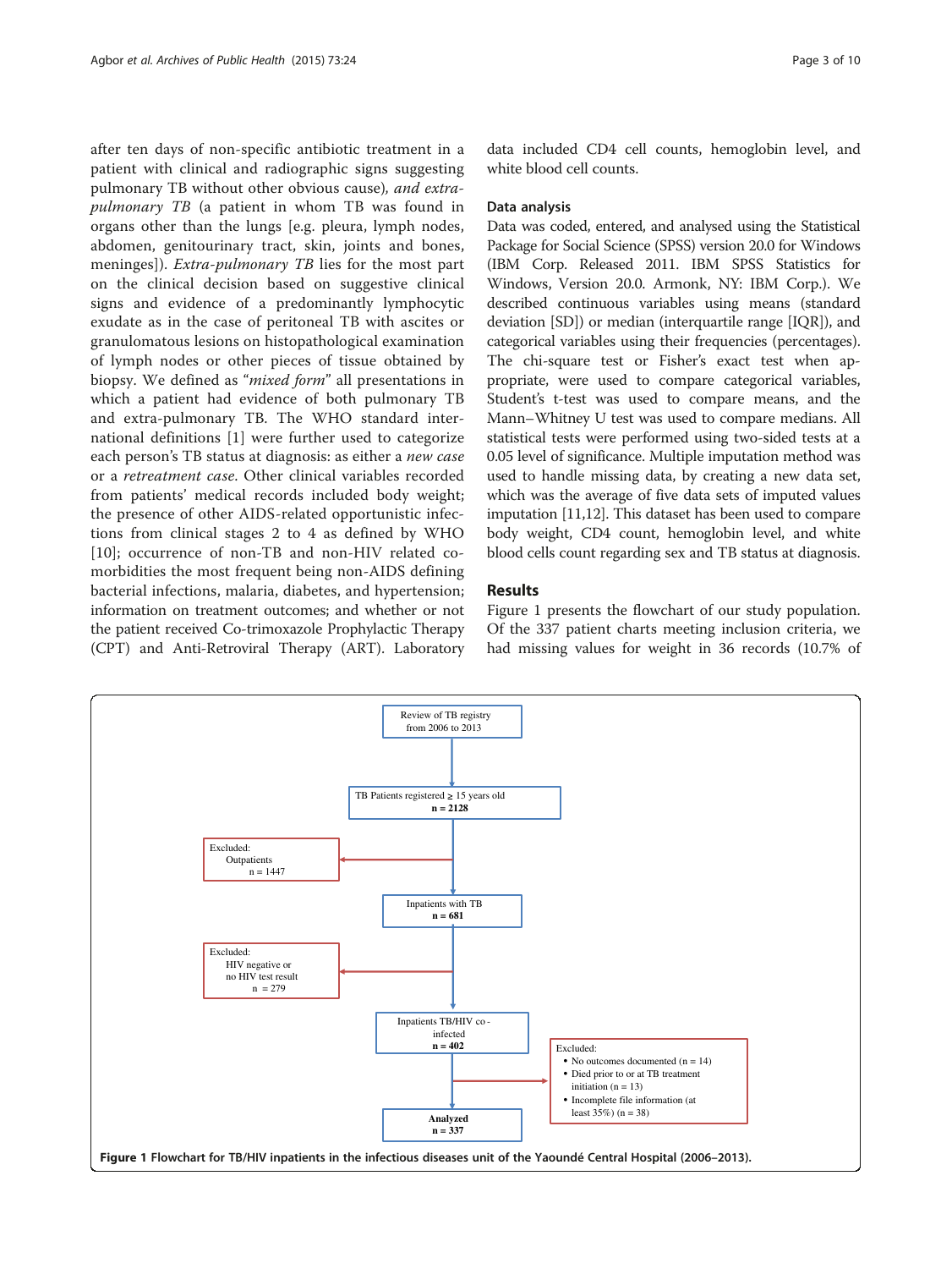after ten days of non-specific antibiotic treatment in a patient with clinical and radiographic signs suggesting pulmonary TB without other obvious cause), *and extra-pulmonary TB* (a patient in whom TB was found in organs other than the lungs [e.g. pleura, lymph nodes, abdomen, genitourinary tract, skin, joints and bones, meninges]). *Extra-pulmonary TB* lies for the most part on the clinical decision based on suggestive clinical signs and evidence of a predominantly lymphocytic exudate as in the case of peritoneal TB with ascites or granulomatous lesions on histopathological examination of lymph nodes or other pieces of tissue obtained by biopsy. We defined as "*mixed form*" all presentations in which a patient had evidence of both pulmonary TB and extra-pulmonary TB. The WHO standard international definitions [1] were further used to categorize each person's TB status at diagnosis: as either a *new case* or a *retreatment case*. Other clinical variables recorded from patients' medical records included body weight; the presence of other AIDS-related opportunistic infections from clinical stages 2 to 4 as defined by WHO [10]; occurrence of non-TB and non-HIV related co-morbidities the most frequent being non-AIDS defining bacterial infections, malaria, diabetes, and hypertension; information on treatment outcomes; and whether or not the patient received Co-trimoxazole Prophylactic Therapy (CPT) and Anti-Retroviral Therapy (ART). Laboratory data included CD4 cell counts, hemoglobin level, and white blood cell counts.

### Data analysis

Data was coded, entered, and analysed using the Statistical Package for Social Science (SPSS) version 20.0 for Windows (IBM Corp. Released 2011. IBM SPSS Statistics for Windows, Version 20.0. Armonk, NY: IBM Corp.). We described continuous variables using means (standard deviation [SD]) or median (interquartile range [IQR]), and categorical variables using their frequencies (percentages). The chi-square test or Fisher's exact test when appropriate, were used to compare categorical variables, Student's t-test was used to compare means, and the Mann–Whitney U test was used to compare medians. All statistical tests were performed using two-sided tests at a 0.05 level of significance. Multiple imputation method was used to handle missing data, by creating a new data set, which was the average of five data sets of imputed values imputation [11,12]. This dataset has been used to compare body weight, CD4 count, hemoglobin level, and white blood cells count regarding sex and TB status at diagnosis.

## Results

Figure 1 presents the flowchart of our study population. Of the 337 patient charts meeting inclusion criteria, we had missing values for weight in 36 records (10.7% of

Review of TB registry from 2006 to 2013
→ TB Patients registered ≥ 15 years old **n = 2128**
→ Excluded: Outpatients n = 1447
→ Inpatients with TB **n = 681**
→ Excluded: HIV negative or no HIV test result n = 279
→ Inpatients TB/HIV co-infected **n = 402**
→ Excluded:
- No outcomes documented (n = 14)
- Died prior to or at TB treatment initiation (n = 13)
- Incomplete file information (at least 35%) (n = 38)

→ **Analyzed n = 337**

**Figure 1 Flowchart for TB/HIV inpatients in the infectious diseases unit of the Yaoundé Central Hospital (2006–2013).**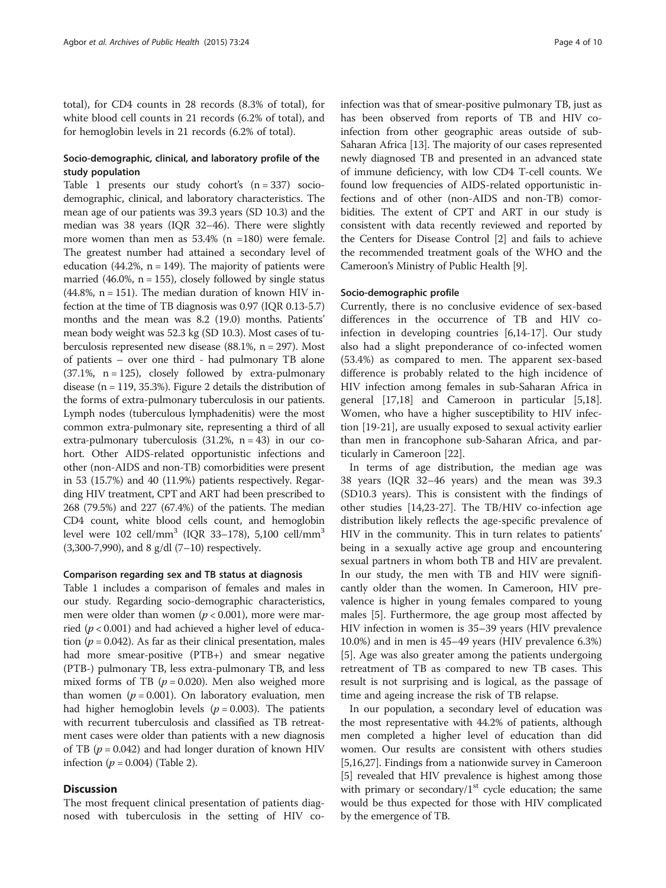total), for CD4 counts in 28 records (8.3% of total), for white blood cell counts in 21 records (6.2% of total), and for hemoglobin levels in 21 records (6.2% of total).

### Socio-demographic, clinical, and laboratory profile of the study population

Table 1 presents our study cohort's (n = 337) socio-demographic, clinical, and laboratory characteristics. The mean age of our patients was 39.3 years (SD 10.3) and the median was 38 years (IQR 32–46). There were slightly more women than men as 53.4% (n =180) were female. The greatest number had attained a secondary level of education (44.2%, n = 149). The majority of patients were married (46.0%, n = 155), closely followed by single status (44.8%, n = 151). The median duration of known HIV infection at the time of TB diagnosis was 0.97 (IQR 0.13-5.7) months and the mean was 8.2 (19.0) months. Patients' mean body weight was 52.3 kg (SD 10.3). Most cases of tuberculosis represented new disease (88.1%, n = 297). Most of patients – over one third - had pulmonary TB alone (37.1%, n = 125), closely followed by extra-pulmonary disease (n = 119, 35.3%). Figure 2 details the distribution of the forms of extra-pulmonary tuberculosis in our patients. Lymph nodes (tuberculous lymphadenitis) were the most common extra-pulmonary site, representing a third of all extra-pulmonary tuberculosis (31.2%, n = 43) in our cohort. Other AIDS-related opportunistic infections and other (non-AIDS and non-TB) comorbidities were present in 53 (15.7%) and 40 (11.9%) patients respectively. Regarding HIV treatment, CPT and ART had been prescribed to 268 (79.5%) and 227 (67.4%) of the patients. The median CD4 count, white blood cells count, and hemoglobin level were 102 cell/mm$^3$ (IQR 33–178), 5,100 cell/mm$^3$ (3,300-7,990), and 8 g/dl (7–10) respectively.

### Comparison regarding sex and TB status at diagnosis

Table 1 includes a comparison of females and males in our study. Regarding socio-demographic characteristics, men were older than women ($p < 0.001$), more were married ($p < 0.001$) and had achieved a higher level of education ($p = 0.042$). As far as their clinical presentation, males had more smear-positive (PTB+) and smear negative (PTB-) pulmonary TB, less extra-pulmonary TB, and less mixed forms of TB ($p = 0.020$). Men also weighed more than women ($p = 0.001$). On laboratory evaluation, men had higher hemoglobin levels ($p = 0.003$). The patients with recurrent tuberculosis and classified as TB retreatment cases were older than patients with a new diagnosis of TB ($p = 0.042$) and had longer duration of known HIV infection ($p = 0.004$) (Table 2).

## Discussion

The most frequent clinical presentation of patients diagnosed with tuberculosis in the setting of HIV co-infection was that of smear-positive pulmonary TB, just as has been observed from reports of TB and HIV co-infection from other geographic areas outside of sub-Saharan Africa [13]. The majority of our cases represented newly diagnosed TB and presented in an advanced state of immune deficiency, with low CD4 T-cell counts. We found low frequencies of AIDS-related opportunistic infections and of other (non-AIDS and non-TB) comorbidities. The extent of CPT and ART in our study is consistent with data recently reviewed and reported by the Centers for Disease Control [2] and fails to achieve the recommended treatment goals of the WHO and the Cameroon's Ministry of Public Health [9].

### Socio-demographic profile

Currently, there is no conclusive evidence of sex-based differences in the occurrence of TB and HIV co-infection in developing countries [6,14-17]. Our study also had a slight preponderance of co-infected women (53.4%) as compared to men. The apparent sex-based difference is probably related to the high incidence of HIV infection among females in sub-Saharan Africa in general [17,18] and Cameroon in particular [5,18]. Women, who have a higher susceptibility to HIV infection [19-21], are usually exposed to sexual activity earlier than men in francophone sub-Saharan Africa, and particularly in Cameroon [22].

In terms of age distribution, the median age was 38 years (IQR 32–46 years) and the mean was 39.3 (SD10.3 years). This is consistent with the findings of other studies [14,23-27]. The TB/HIV co-infection age distribution likely reflects the age-specific prevalence of HIV in the community. This in turn relates to patients' being in a sexually active age group and encountering sexual partners in whom both TB and HIV are prevalent. In our study, the men with TB and HIV were significantly older than the women. In Cameroon, HIV prevalence is higher in young females compared to young males [5]. Furthermore, the age group most affected by HIV infection in women is 35–39 years (HIV prevalence 10.0%) and in men is 45–49 years (HIV prevalence 6.3%) [5]. Age was also greater among the patients undergoing retreatment of TB as compared to new TB cases. This result is not surprising and is logical, as the passage of time and ageing increase the risk of TB relapse.

In our population, a secondary level of education was the most representative with 44.2% of patients, although men completed a higher level of education than did women. Our results are consistent with others studies [5,16,27]. Findings from a nationwide survey in Cameroon [5] revealed that HIV prevalence is highest among those with primary or secondary/1$^{st}$ cycle education; the same would be thus expected for those with HIV complicated by the emergence of TB.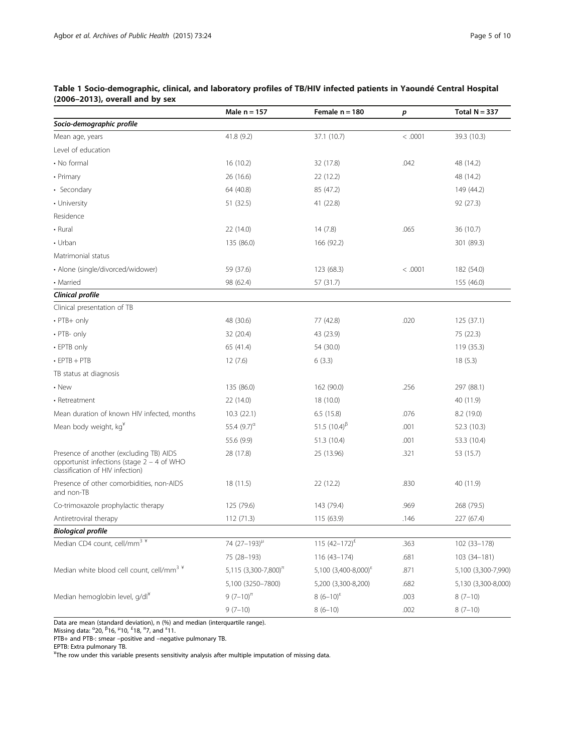**Table 1 Socio-demographic, clinical, and laboratory profiles of TB/HIV infected patients in Yaoundé Central Hospital (2006–2013), overall and by sex**

| | Male n = 157 | Female n = 180 | *p* | Total N = 337 |
|---|---|---|---|---|
| ***Socio-demographic profile*** | | | | |
| Mean age, years | 41.8 (9.2) | 37.1 (10.7) | < .0001 | 39.3 (10.3) |
| Level of education | | | | |
| • No formal | 16 (10.2) | 32 (17.8) | .042 | 48 (14.2) |
| • Primary | 26 (16.6) | 22 (12.2) | | 48 (14.2) |
| • Secondary | 64 (40.8) | 85 (47.2) | | 149 (44.2) |
| • University | 51 (32.5) | 41 (22.8) | | 92 (27.3) |
| Residence | | | | |
| • Rural | 22 (14.0) | 14 (7.8) | .065 | 36 (10.7) |
| • Urban | 135 (86.0) | 166 (92.2) | | 301 (89.3) |
| Matrimonial status | | | | |
| • Alone (single/divorced/widower) | 59 (37.6) | 123 (68.3) | < .0001 | 182 (54.0) |
| • Married | 98 (62.4) | 57 (31.7) | | 155 (46.0) |
| ***Clinical profile*** | | | | |
| Clinical presentation of TB | | | | |
| • PTB+ only | 48 (30.6) | 77 (42.8) | .020 | 125 (37.1) |
| • PTB- only | 32 (20.4) | 43 (23.9) | | 75 (22.3) |
| • EPTB only | 65 (41.4) | 54 (30.0) | | 119 (35.3) |
| • EPTB + PTB | 12 (7.6) | 6 (3.3) | | 18 (5.3) |
| TB status at diagnosis | | | | |
| • New | 135 (86.0) | 162 (90.0) | .256 | 297 (88.1) |
| • Retreatment | 22 (14.0) | 18 (10.0) | | 40 (11.9) |
| Mean duration of known HIV infected, months | 10.3 (22.1) | 6.5 (15.8) | .076 | 8.2 (19.0) |
| Mean body weight, kg[¥] | 55.4 (9.7)[α] | 51.5 (10.4)[β] | .001 | 52.3 (10.3) |
| | 55.6 (9.9) | 51.3 (10.4) | .001 | 53.3 (10.4) |
| Presence of another (excluding TB) AIDS opportunist infections (stage 2 – 4 of WHO classification of HIV infection) | 28 (17.8) | 25 (13.96) | .321 | 53 (15.7) |
| Presence of other comorbidities, non-AIDS and non-TB | 18 (11.5) | 22 (12.2) | .830 | 40 (11.9) |
| Co-trimoxazole prophylactic therapy | 125 (79.6) | 143 (79.4) | .969 | 268 (79.5) |
| Antiretroviral therapy | 112 (71.3) | 115 (63.9) | .146 | 227 (67.4) |
| ***Biological profile*** | | | | |
| Median CD4 count, cell/mm$^3$ [¥] | 74 (27–193)[µ] | 115 (42–172)[£] | .363 | 102 (33–178) |
| | 75 (28–193) | 116 (43–174) | .681 | 103 (34–181) |
| Median white blood cell count, cell/mm$^3$ [¥] | 5,115 (3,300-7,800)[π] | 5,100 (3,400-8,000)[ε] | .871 | 5,100 (3,300-7,990) |
| | 5,100 (3250–7800) | 5,200 (3,300-8,200) | .682 | 5,130 (3,300-8,000) |
| Median hemoglobin level, g/dl[¥] | 9 (7–10)[π] | 8 (6–10)[ε] | .003 | 8 (7–10) |
| | 9 (7–10) | 8 (6–10) | .002 | 8 (7–10) |

Data are mean (standard deviation), n (%) and median (interquartile range).
Missing data: [α]20, [β]16, [µ]10, [£]18, [π]7, and [ε]11.
PTB+ and PTB-: smear –positive and –negative pulmonary TB.
EPTB: Extra pulmonary TB.
[¥]The row under this variable presents sensitivity analysis after multiple imputation of missing data.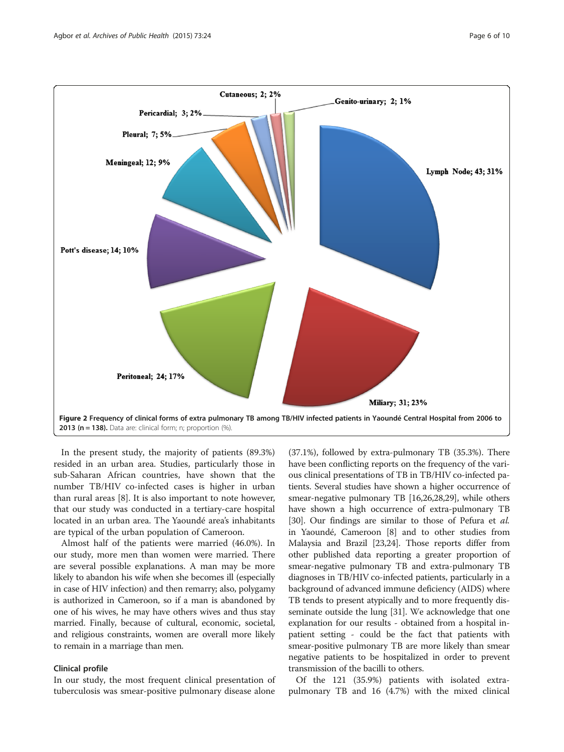Figure 2 **Frequency of clinical forms of extra pulmonary TB among TB/HIV infected patients in Yaoundé Central Hospital from 2006 to 2013 (n = 138).** Data are: clinical form; n; proportion (%).

In the present study, the majority of patients (89.3%) resided in an urban area. Studies, particularly those in sub-Saharan African countries, have shown that the number TB/HIV co-infected cases is higher in urban than rural areas [8]. It is also important to note however, that our study was conducted in a tertiary-care hospital located in an urban area. The Yaoundé area's inhabitants are typical of the urban population of Cameroon.

Almost half of the patients were married (46.0%). In our study, more men than women were married. There are several possible explanations. A man may be more likely to abandon his wife when she becomes ill (especially in case of HIV infection) and then remarry; also, polygamy is authorized in Cameroon, so if a man is abandoned by one of his wives, he may have others wives and thus stay married. Finally, because of cultural, economic, societal, and religious constraints, women are overall more likely to remain in a marriage than men.

### Clinical profile

In our study, the most frequent clinical presentation of tuberculosis was smear-positive pulmonary disease alone (37.1%), followed by extra-pulmonary TB (35.3%). There have been conflicting reports on the frequency of the various clinical presentations of TB in TB/HIV co-infected patients. Several studies have shown a higher occurrence of smear-negative pulmonary TB [16,26,28,29], while others have shown a high occurrence of extra-pulmonary TB [30]. Our findings are similar to those of Pefura et *al.* in Yaoundé, Cameroon [8] and to other studies from Malaysia and Brazil [23,24]. Those reports differ from other published data reporting a greater proportion of smear-negative pulmonary TB and extra-pulmonary TB diagnoses in TB/HIV co-infected patients, particularly in a background of advanced immune deficiency (AIDS) where TB tends to present atypically and to more frequently disseminate outside the lung [31]. We acknowledge that one explanation for our results - obtained from a hospital in-patient setting - could be the fact that patients with smear-positive pulmonary TB are more likely than smear negative patients to be hospitalized in order to prevent transmission of the bacilli to others.

Of the 121 (35.9%) patients with isolated extra-pulmonary TB and 16 (4.7%) with the mixed clinical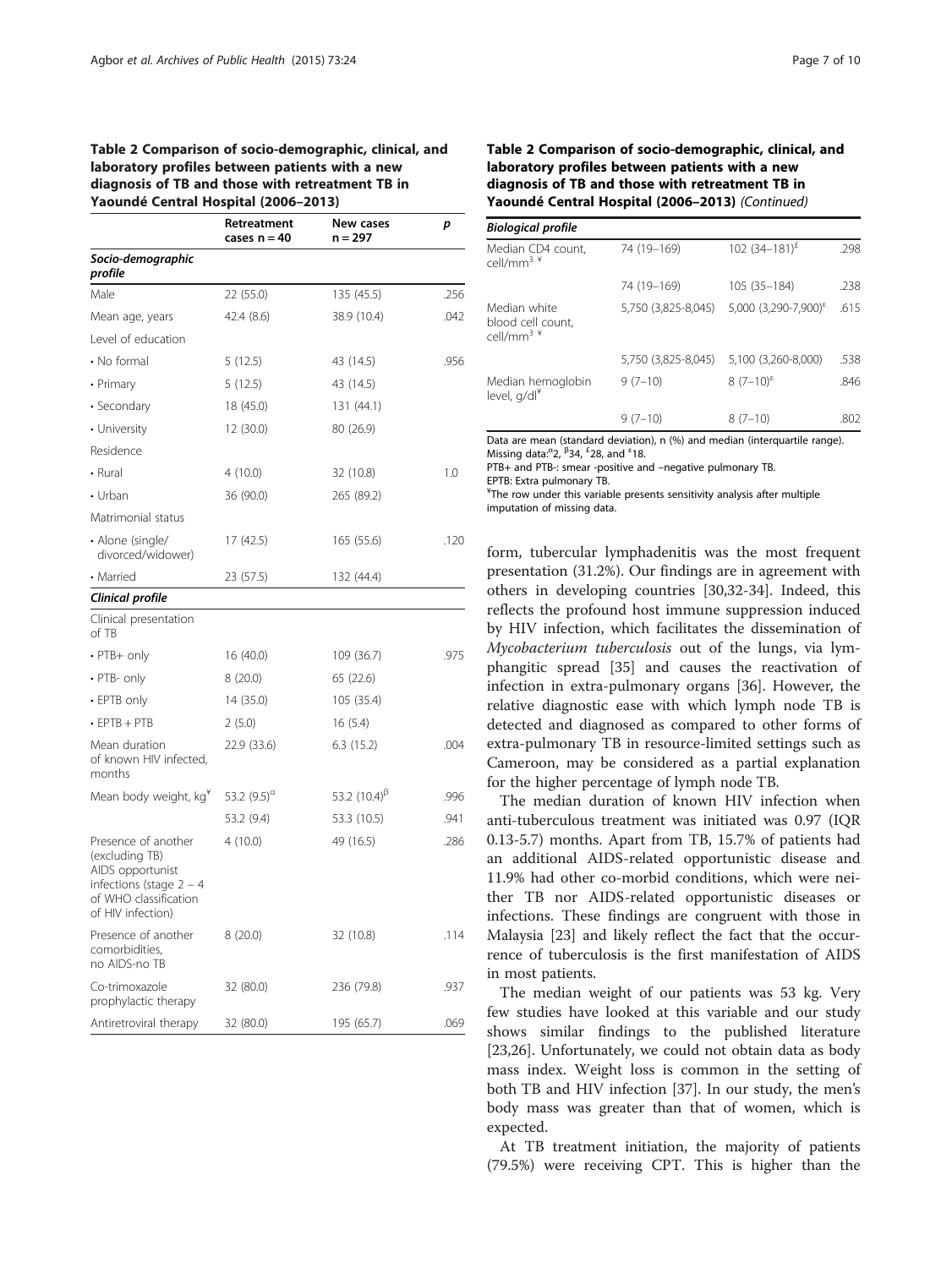**Table 2 Comparison of socio-demographic, clinical, and laboratory profiles between patients with a new diagnosis of TB and those with retreatment TB in Yaoundé Central Hospital (2006–2013)**

| | Retreatment cases n = 40 | New cases n = 297 | p |
|---|---|---|---|
| ***Socio-demographic profile*** | | | |
| Male | 22 (55.0) | 135 (45.5) | .256 |
| Mean age, years | 42.4 (8.6) | 38.9 (10.4) | .042 |
| Level of education | | | |
| • No formal | 5 (12.5) | 43 (14.5) | .956 |
| • Primary | 5 (12.5) | 43 (14.5) | |
| • Secondary | 18 (45.0) | 131 (44.1) | |
| • University | 12 (30.0) | 80 (26.9) | |
| Residence | | | |
| • Rural | 4 (10.0) | 32 (10.8) | 1.0 |
| • Urban | 36 (90.0) | 265 (89.2) | |
| Matrimonial status | | | |
| • Alone (single/ divorced/widower) | 17 (42.5) | 165 (55.6) | .120 |
| • Married | 23 (57.5) | 132 (44.4) | |
| ***Clinical profile*** | | | |
| Clinical presentation of TB | | | |
| • PTB+ only | 16 (40.0) | 109 (36.7) | .975 |
| • PTB- only | 8 (20.0) | 65 (22.6) | |
| • EPTB only | 14 (35.0) | 105 (35.4) | |
| • EPTB + PTB | 2 (5.0) | 16 (5.4) | |
| Mean duration of known HIV infected, months | 22.9 (33.6) | 6.3 (15.2) | .004 |
| Mean body weight, kg[¥] | 53.2 (9.5)[α] | 53.2 (10.4)[β] | .996 |
| | 53.2 (9.4) | 53.3 (10.5) | .941 |
| Presence of another (excluding TB) AIDS opportunist infections (stage 2 – 4 of WHO classification of HIV infection) | 4 (10.0) | 49 (16.5) | .286 |
| Presence of another comorbidities, no AIDS-no TB | 8 (20.0) | 32 (10.8) | .114 |
| Co-trimoxazole prophylactic therapy | 32 (80.0) | 236 (79.8) | .937 |
| Antiretroviral therapy | 32 (80.0) | 195 (65.7) | .069 |
| ***Biological profile*** | | | |
| Median CD4 count, cell/mm$^3$ [¥] | 74 (19–169) | 102 (34–181)[£] | .298 |
| | 74 (19–169) | 105 (35–184) | .238 |
| Median white blood cell count, cell/mm$^3$ [¥] | 5,750 (3,825-8,045) | 5,000 (3,290-7,900)[ε] | .615 |
| | 5,750 (3,825-8,045) | 5,100 (3,260-8,000) | .538 |
| Median hemoglobin level, g/dl[¥] | 9 (7–10) | 8 (7–10)[ε] | .846 |
| | 9 (7–10) | 8 (7–10) | .802 |

Data are mean (standard deviation), n (%) and median (interquartile range).
Missing data:[α]2, [β]34, [£]28, and [ε]18.
PTB+ and PTB-: smear -positive and –negative pulmonary TB.
EPTB: Extra pulmonary TB.
[¥]The row under this variable presents sensitivity analysis after multiple imputation of missing data.

form, tubercular lymphadenitis was the most frequent presentation (31.2%). Our findings are in agreement with others in developing countries [30,32-34]. Indeed, this reflects the profound host immune suppression induced by HIV infection, which facilitates the dissemination of *Mycobacterium tuberculosis* out of the lungs, via lymphangitic spread [35] and causes the reactivation of infection in extra-pulmonary organs [36]. However, the relative diagnostic ease with which lymph node TB is detected and diagnosed as compared to other forms of extra-pulmonary TB in resource-limited settings such as Cameroon, may be considered as a partial explanation for the higher percentage of lymph node TB.

The median duration of known HIV infection when anti-tuberculous treatment was initiated was 0.97 (IQR 0.13-5.7) months. Apart from TB, 15.7% of patients had an additional AIDS-related opportunistic disease and 11.9% had other co-morbid conditions, which were neither TB nor AIDS-related opportunistic diseases or infections. These findings are congruent with those in Malaysia [23] and likely reflect the fact that the occurrence of tuberculosis is the first manifestation of AIDS in most patients.

The median weight of our patients was 53 kg. Very few studies have looked at this variable and our study shows similar findings to the published literature [23,26]. Unfortunately, we could not obtain data as body mass index. Weight loss is common in the setting of both TB and HIV infection [37]. In our study, the men's body mass was greater than that of women, which is expected.

At TB treatment initiation, the majority of patients (79.5%) were receiving CPT. This is higher than the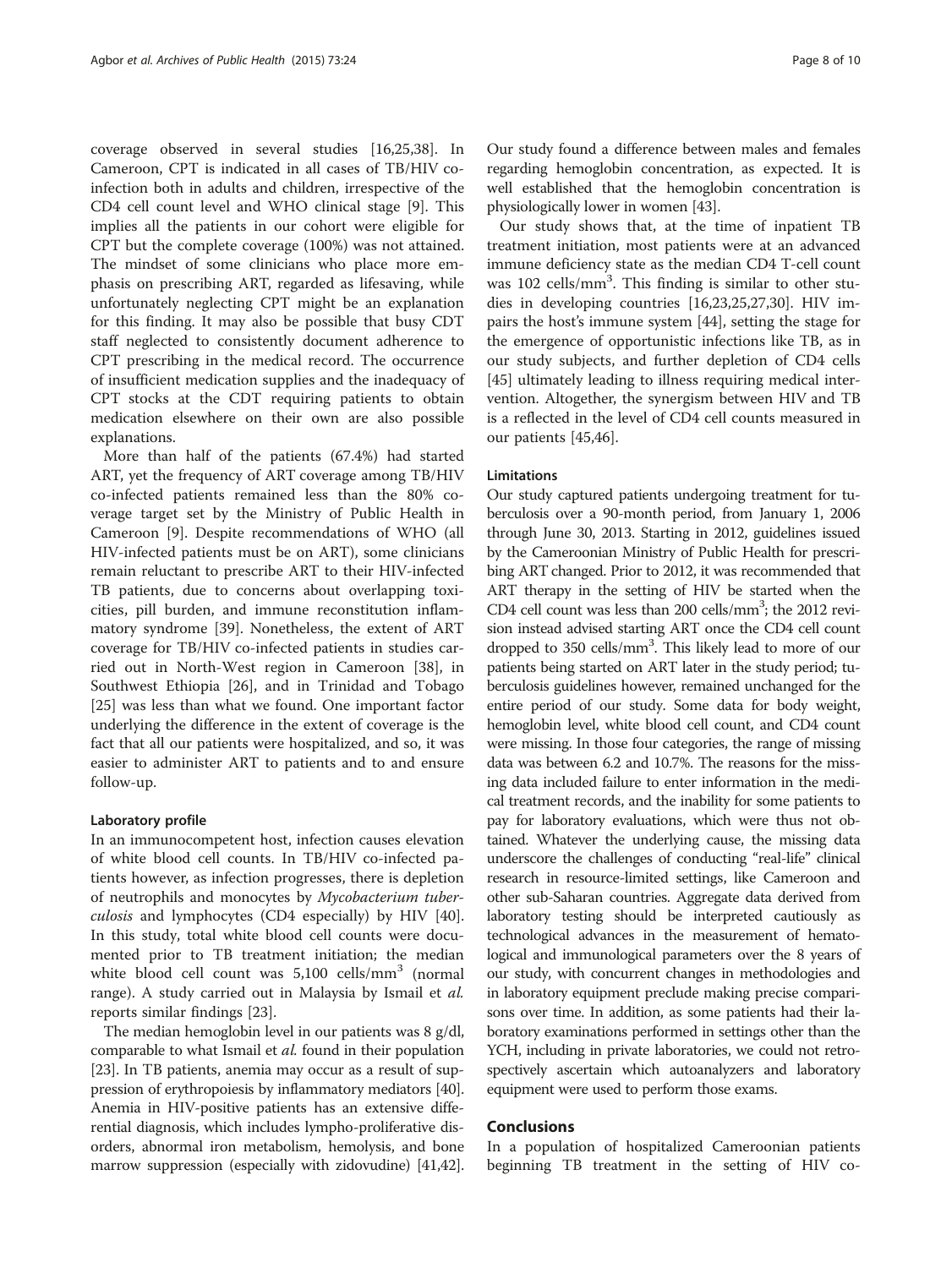coverage observed in several studies [16,25,38]. In Cameroon, CPT is indicated in all cases of TB/HIV co-infection both in adults and children, irrespective of the CD4 cell count level and WHO clinical stage [9]. This implies all the patients in our cohort were eligible for CPT but the complete coverage (100%) was not attained. The mindset of some clinicians who place more emphasis on prescribing ART, regarded as lifesaving, while unfortunately neglecting CPT might be an explanation for this finding. It may also be possible that busy CDT staff neglected to consistently document adherence to CPT prescribing in the medical record. The occurrence of insufficient medication supplies and the inadequacy of CPT stocks at the CDT requiring patients to obtain medication elsewhere on their own are also possible explanations.

More than half of the patients (67.4%) had started ART, yet the frequency of ART coverage among TB/HIV co-infected patients remained less than the 80% coverage target set by the Ministry of Public Health in Cameroon [9]. Despite recommendations of WHO (all HIV-infected patients must be on ART), some clinicians remain reluctant to prescribe ART to their HIV-infected TB patients, due to concerns about overlapping toxicities, pill burden, and immune reconstitution inflammatory syndrome [39]. Nonetheless, the extent of ART coverage for TB/HIV co-infected patients in studies carried out in North-West region in Cameroon [38], in Southwest Ethiopia [26], and in Trinidad and Tobago [25] was less than what we found. One important factor underlying the difference in the extent of coverage is the fact that all our patients were hospitalized, and so, it was easier to administer ART to patients and to and ensure follow-up.

### Laboratory profile

In an immunocompetent host, infection causes elevation of white blood cell counts. In TB/HIV co-infected patients however, as infection progresses, there is depletion of neutrophils and monocytes by *Mycobacterium tuberculosis* and lymphocytes (CD4 especially) by HIV [40]. In this study, total white blood cell counts were documented prior to TB treatment initiation; the median white blood cell count was 5,100 cells/mm$^3$ (normal range). A study carried out in Malaysia by Ismail et *al.* reports similar findings [23].

The median hemoglobin level in our patients was 8 g/dl, comparable to what Ismail et *al.* found in their population [23]. In TB patients, anemia may occur as a result of suppression of erythropoiesis by inflammatory mediators [40]. Anemia in HIV-positive patients has an extensive differential diagnosis, which includes lympho-proliferative disorders, abnormal iron metabolism, hemolysis, and bone marrow suppression (especially with zidovudine) [41,42]. Our study found a difference between males and females regarding hemoglobin concentration, as expected. It is well established that the hemoglobin concentration is physiologically lower in women [43].

Our study shows that, at the time of inpatient TB treatment initiation, most patients were at an advanced immune deficiency state as the median CD4 T-cell count was 102 cells/mm$^3$. This finding is similar to other studies in developing countries [16,23,25,27,30]. HIV impairs the host's immune system [44], setting the stage for the emergence of opportunistic infections like TB, as in our study subjects, and further depletion of CD4 cells [45] ultimately leading to illness requiring medical intervention. Altogether, the synergism between HIV and TB is a reflected in the level of CD4 cell counts measured in our patients [45,46].

### Limitations

Our study captured patients undergoing treatment for tuberculosis over a 90-month period, from January 1, 2006 through June 30, 2013. Starting in 2012, guidelines issued by the Cameroonian Ministry of Public Health for prescribing ART changed. Prior to 2012, it was recommended that ART therapy in the setting of HIV be started when the CD4 cell count was less than 200 cells/mm$^3$; the 2012 revision instead advised starting ART once the CD4 cell count dropped to 350 cells/mm$^3$. This likely lead to more of our patients being started on ART later in the study period; tuberculosis guidelines however, remained unchanged for the entire period of our study. Some data for body weight, hemoglobin level, white blood cell count, and CD4 count were missing. In those four categories, the range of missing data was between 6.2 and 10.7%. The reasons for the missing data included failure to enter information in the medical treatment records, and the inability for some patients to pay for laboratory evaluations, which were thus not obtained. Whatever the underlying cause, the missing data underscore the challenges of conducting "real-life" clinical research in resource-limited settings, like Cameroon and other sub-Saharan countries. Aggregate data derived from laboratory testing should be interpreted cautiously as technological advances in the measurement of hematological and immunological parameters over the 8 years of our study, with concurrent changes in methodologies and in laboratory equipment preclude making precise comparisons over time. In addition, as some patients had their laboratory examinations performed in settings other than the YCH, including in private laboratories, we could not retrospectively ascertain which autoanalyzers and laboratory equipment were used to perform those exams.

## Conclusions

In a population of hospitalized Cameroonian patients beginning TB treatment in the setting of HIV co-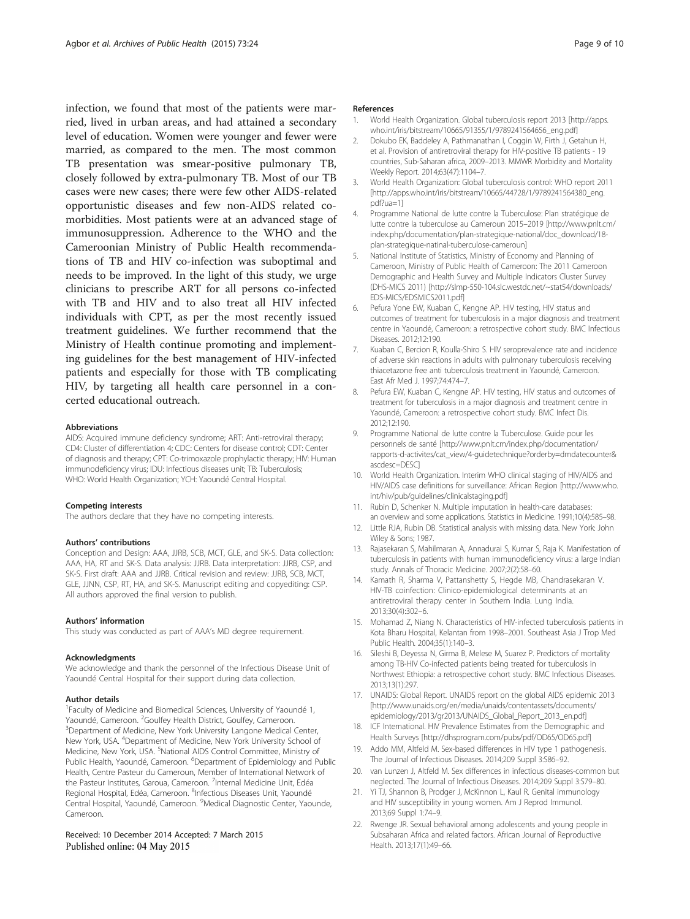infection, we found that most of the patients were married, lived in urban areas, and had attained a secondary level of education. Women were younger and fewer were married, as compared to the men. The most common TB presentation was smear-positive pulmonary TB, closely followed by extra-pulmonary TB. Most of our TB cases were new cases; there were few other AIDS-related opportunistic diseases and few non-AIDS related co-morbidities. Most patients were at an advanced stage of immunosuppression. Adherence to the WHO and the Cameroonian Ministry of Public Health recommendations of TB and HIV co-infection was suboptimal and needs to be improved. In the light of this study, we urge clinicians to prescribe ART for all persons co-infected with TB and HIV and to also treat all HIV infected individuals with CPT, as per the most recently issued treatment guidelines. We further recommend that the Ministry of Health continue promoting and implementing guidelines for the best management of HIV-infected patients and especially for those with TB complicating HIV, by targeting all health care personnel in a concerted educational outreach.

#### Abbreviations

AIDS: Acquired immune deficiency syndrome; ART: Anti-retroviral therapy; CD4: Cluster of differentiation 4; CDC: Centers for disease control; CDT: Center of diagnosis and therapy; CPT: Co-trimoxazole prophylactic therapy; HIV: Human immunodeficiency virus; IDU: Infectious diseases unit; TB: Tuberculosis; WHO: World Health Organization; YCH: Yaoundé Central Hospital.

#### Competing interests

The authors declare that they have no competing interests.

#### Authors' contributions

Conception and Design: AAA, JJRB, SCB, MCT, GLE, and SK-S. Data collection: AAA, HA, RT and SK-S. Data analysis: JJRB. Data interpretation: JJRB, CSP, and SK-S. First draft: AAA and JJRB. Critical revision and review: JJRB, SCB, MCT, GLE, JJNN, CSP, RT, HA, and SK-S. Manuscript editing and copyediting: CSP. All authors approved the final version to publish.

#### Authors' information

This study was conducted as part of AAA's MD degree requirement.

#### Acknowledgments

We acknowledge and thank the personnel of the Infectious Disease Unit of Yaoundé Central Hospital for their support during data collection.

#### Author details

[1]Faculty of Medicine and Biomedical Sciences, University of Yaoundé 1, Yaoundé, Cameroon. [2]Goulfey Health District, Goulfey, Cameroon. [3]Department of Medicine, New York University Langone Medical Center, New York, USA. [4]Department of Medicine, New York University School of Medicine, New York, USA. [5]National AIDS Control Committee, Ministry of Public Health, Yaoundé, Cameroon. [6]Department of Epidemiology and Public Health, Centre Pasteur du Cameroun, Member of International Network of the Pasteur Institutes, Garoua, Cameroon. [7]Internal Medicine Unit, Edéa Regional Hospital, Edéa, Cameroon. [8]Infectious Diseases Unit, Yaoundé Central Hospital, Yaoundé, Cameroon. [9]Medical Diagnostic Center, Yaounde, Cameroon.

Received: 10 December 2014 Accepted: 7 March 2015
Published online: 04 May 2015

#### References

1. World Health Organization. Global tuberculosis report 2013 [http://apps.who.int/iris/bitstream/10665/91355/1/9789241564656_eng.pdf]
2. Dokubo EK, Baddeley A, Pathmanathan I, Coggin W, Firth J, Getahun H, et al. Provision of antiretroviral therapy for HIV-positive TB patients - 19 countries, Sub-Saharan africa, 2009–2013. MMWR Morbidity and Mortality Weekly Report. 2014;63(47):1104–7.
3. World Health Organization: Global tuberculosis control: WHO report 2011 [http://apps.who.int/iris/bitstream/10665/44728/1/9789241564380_eng.pdf?ua=1]
4. Programme National de lutte contre la Tuberculose: Plan stratégique de lutte contre la tuberculose au Cameroun 2015–2019 [http://www.pnlt.cm/index.php/documentation/plan-strategique-national/doc_download/18-plan-strategique-natinal-tuberculose-cameroun]
5. National Institute of Statistics, Ministry of Economy and Planning of Cameroon, Ministry of Public Health of Cameroon: The 2011 Cameroon Demographic and Health Survey and Multiple Indicators Cluster Survey (DHS-MICS 2011) [http://slmp-550-104.slc.westdc.net/~stat54/downloads/EDS-MICS/EDSMICS2011.pdf]
6. Pefura Yone EW, Kuaban C, Kengne AP. HIV testing, HIV status and outcomes of treatment for tuberculosis in a major diagnosis and treatment centre in Yaoundé, Cameroon: a retrospective cohort study. BMC Infectious Diseases. 2012;12:190.
7. Kuaban C, Bercion R, Koulla-Shiro S. HIV seroprevalence rate and incidence of adverse skin reactions in adults with pulmonary tuberculosis receiving thiacetazone free anti tuberculosis treatment in Yaoundé, Cameroon. East Afr Med J. 1997;74:474–7.
8. Pefura EW, Kuaban C, Kengne AP. HIV testing, HIV status and outcomes of treatment for tuberculosis in a major diagnosis and treatment centre in Yaoundé, Cameroon: a retrospective cohort study. BMC Infect Dis. 2012;12:190.
9. Programme National de lutte contre la Tuberculose. Guide pour les personnels de santé [http://www.pnlt.cm/index.php/documentation/rapports-d-activites/cat_view/4-guidetechnique?orderby=dmdatecounter&ascdesc=DESC]
10. World Health Organization. Interim WHO clinical staging of HIV/AIDS and HIV/AIDS case definitions for surveillance: African Region [http://www.who.int/hiv/pub/guidelines/clinicalstaging.pdf]
11. Rubin D, Schenker N. Multiple imputation in health-care databases: an overview and some applications. Statistics in Medicine. 1991;10(4):585–98.
12. Little RJA, Rubin DB. Statistical analysis with missing data. New York: John Wiley & Sons; 1987.
13. Rajasekaran S, Mahilmaran A, Annadurai S, Kumar S, Raja K. Manifestation of tuberculosis in patients with human immunodeficiency virus: a large Indian study. Annals of Thoracic Medicine. 2007;2(2):58–60.
14. Kamath R, Sharma V, Pattanshetty S, Hegde MB, Chandrasekaran V. HIV-TB coinfection: Clinico-epidemiological determinants at an antiretroviral therapy center in Southern India. Lung India. 2013;30(4):302–6.
15. Mohamad Z, Niang N. Characteristics of HIV-infected tuberculosis patients in Kota Bharu Hospital, Kelantan from 1998–2001. Southeast Asia J Trop Med Public Health. 2004;35(1):140–3.
16. Sileshi B, Deyessa N, Girma B, Melese M, Suarez P. Predictors of mortality among TB-HIV Co-infected patients being treated for tuberculosis in Northwest Ethiopia: a retrospective cohort study. BMC Infectious Diseases. 2013;13(1):297.
17. UNAIDS: Global Report. UNAIDS report on the global AIDS epidemic 2013 [http://www.unaids.org/en/media/unaids/contentassets/documents/epidemiology/2013/gr2013/UNAIDS_Global_Report_2013_en.pdf]
18. ICF International. HIV Prevalence Estimates from the Demographic and Health Surveys [http://dhsprogram.com/pubs/pdf/OD65/OD65.pdf]
19. Addo MM, Altfeld M. Sex-based differences in HIV type 1 pathogenesis. The Journal of Infectious Diseases. 2014;209 Suppl 3:S86–92.
20. van Lunzen J, Altfeld M. Sex differences in infectious diseases-common but neglected. The Journal of Infectious Diseases. 2014;209 Suppl 3:S79–80.
21. Yi TJ, Shannon B, Prodger J, McKinnon L, Kaul R. Genital immunology and HIV susceptibility in young women. Am J Reprod Immunol. 2013;69 Suppl 1:74–9.
22. Rwenge JR. Sexual behavioral among adolescents and young people in Subsaharan Africa and related factors. African Journal of Reproductive Health. 2013;17(1):49–66.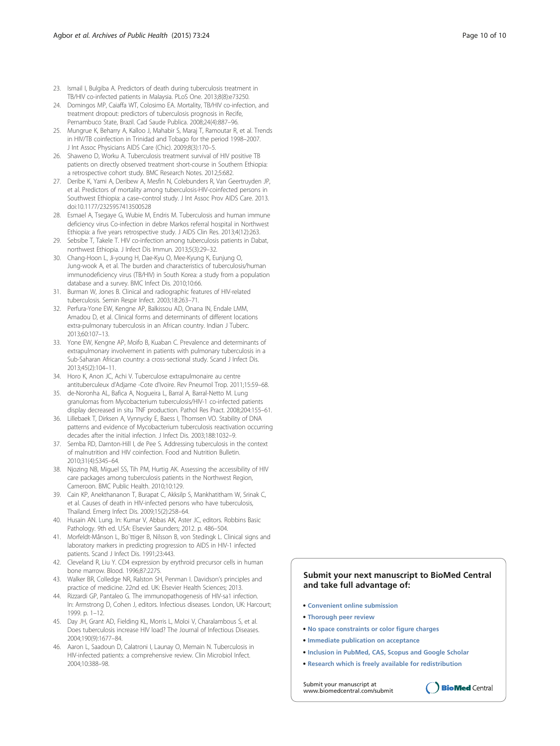23. Ismail I, Bulgiba A. Predictors of death during tuberculosis treatment in TB/HIV co-infected patients in Malaysia. PLoS One. 2013;8(8):e73250.
24. Domingos MP, Caiaffa WT, Colosimo EA. Mortality, TB/HIV co-infection, and treatment dropout: predictors of tuberculosis prognosis in Recife, Pernambuco State, Brazil. Cad Saude Publica. 2008;24(4):887–96.
25. Mungrue K, Beharry A, Kalloo J, Mahabir S, Maraj T, Ramoutar R, et al. Trends in HIV/TB coinfection in Trinidad and Tobago for the period 1998–2007. J Int Assoc Physicians AIDS Care (Chic). 2009;8(3):170–5.
26. Shaweno D, Worku A. Tuberculosis treatment survival of HIV positive TB patients on directly observed treatment short-course in Southern Ethiopia: a retrospective cohort study. BMC Research Notes. 2012;5:682.
27. Deribe K, Yami A, Deribew A, Mesfin N, Colebunders R, Van Geertruyden JP, et al. Predictors of mortality among tuberculosis-HIV-coinfected persons in Southwest Ethiopia: a case–control study. J Int Assoc Prov AIDS Care. 2013. doi:10.1177/2325957413500528
28. Esmael A, Tsegaye G, Wubie M, Endris M. Tuberculosis and human immune deficiency virus Co-infection in debre Markos referral hospital in Northwest Ethiopia: a five years retrospective study. J AIDS Clin Res. 2013;4(12):263.
29. Sebsibe T, Takele T. HIV co-infection among tuberculosis patients in Dabat, northwest Ethiopia. J Infect Dis Immun. 2013;5(3):29–32.
30. Chang-Hoon L, Ji-young H, Dae-Kyu O, Mee-Kyung K, Eunjung O, Jung-wook A, et al. The burden and characteristics of tuberculosis/human immunodeficiency virus (TB/HIV) in South Korea: a study from a population database and a survey. BMC Infect Dis. 2010;10:66.
31. Burman W, Jones B. Clinical and radiographic features of HIV-related tuberculosis. Semin Respir Infect. 2003;18:263–71.
32. Perfura-Yone EW, Kengne AP, Balkissou AD, Onana IN, Endale LMM, Amadou D, et al. Clinical forms and determinants of different locations extra-pulmonary tuberculosis in an African country. Indian J Tuberc. 2013;60:107–13.
33. Yone EW, Kengne AP, Moifo B, Kuaban C. Prevalence and determinants of extrapulmonary involvement in patients with pulmonary tuberculosis in a Sub-Saharan African country: a cross-sectional study. Scand J Infect Dis. 2013;45(2):104–11.
34. Horo K, Anon JC, Achi V. Tuberculose extrapulmonaire au centre antituberculeux d'Adjame -Cote d'Ivoire. Rev Pneumol Trop. 2011;15:59–68.
35. de-Noronha AL, Bafica A, Nogueira L, Barral A, Barral-Netto M. Lung granulomas from Mycobacterium tuberculosis/HIV-1 co-infected patients display decreased in situ TNF production. Pathol Res Pract. 2008;204:155–61.
36. Lillebaek T, Dirksen A, Vynnycky E, Baess I, Thomsen VO. Stability of DNA patterns and evidence of Mycobacterium tuberculosis reactivation occurring decades after the initial infection. J Infect Dis. 2003;188:1032–9.
37. Semba RD, Darnton-Hill I, de Pee S. Addressing tuberculosis in the context of malnutrition and HIV coinfection. Food and Nutrition Bulletin. 2010;31(4):S345–64.
38. Njozing NB, Miguel SS, Tih PM, Hurtig AK. Assessing the accessibility of HIV care packages among tuberculosis patients in the Northwest Region, Cameroon. BMC Public Health. 2010;10:129.
39. Cain KP, Anekthananon T, Burapat C, Akksilp S, Mankhatitham W, Srinak C, et al. Causes of death in HIV-infected persons who have tuberculosis, Thailand. Emerg Infect Dis. 2009;15(2):258–64.
40. Husain AN. Lung. In: Kumar V, Abbas AK, Aster JC, editors. Robbins Basic Pathology. 9th ed. USA: Elsevier Saunders; 2012. p. 486–504.
41. Morfeldt-Månson L, Bo¨ttiger B, Nilsson B, von Stedingk L. Clinical signs and laboratory markers in predicting progression to AIDS in HIV-1 infected patients. Scand J Infect Dis. 1991;23:443.
42. Cleveland R, Liu Y. CD4 expression by erythroid precursor cells in human bone marrow. Blood. 1996;87:2275.
43. Walker BR, Colledge NR, Ralston SH, Penman I. Davidson's principles and practice of medicine. 22nd ed. UK: Elsevier Health Sciences; 2013.
44. Rizzardi GP, Pantaleo G. The immunopathogenesis of HIV-sa1 infection. In: Armstrong D, Cohen J, editors. Infectious diseases. London, UK: Harcourt; 1999. p. 1–12.
45. Day JH, Grant AD, Fielding KL, Morris L, Moloi V, Charalambous S, et al. Does tuberculosis increase HIV load? The Journal of Infectious Diseases. 2004;190(9):1677–84.
46. Aaron L, Saadoun D, Calatroni I, Launay O, Memain N. Tuberculosis in HIV-infected patients: a comprehensive review. Clin Microbiol Infect. 2004;10:388–98.

**Submit your next manuscript to BioMed Central and take full advantage of:**

- **Convenient online submission**
- **Thorough peer review**
- **No space constraints or color figure charges**
- **Immediate publication on acceptance**
- **Inclusion in PubMed, CAS, Scopus and Google Scholar**
- **Research which is freely available for redistribution**

Submit your manuscript at
www.biomedcentral.com/submit

BioMed Central